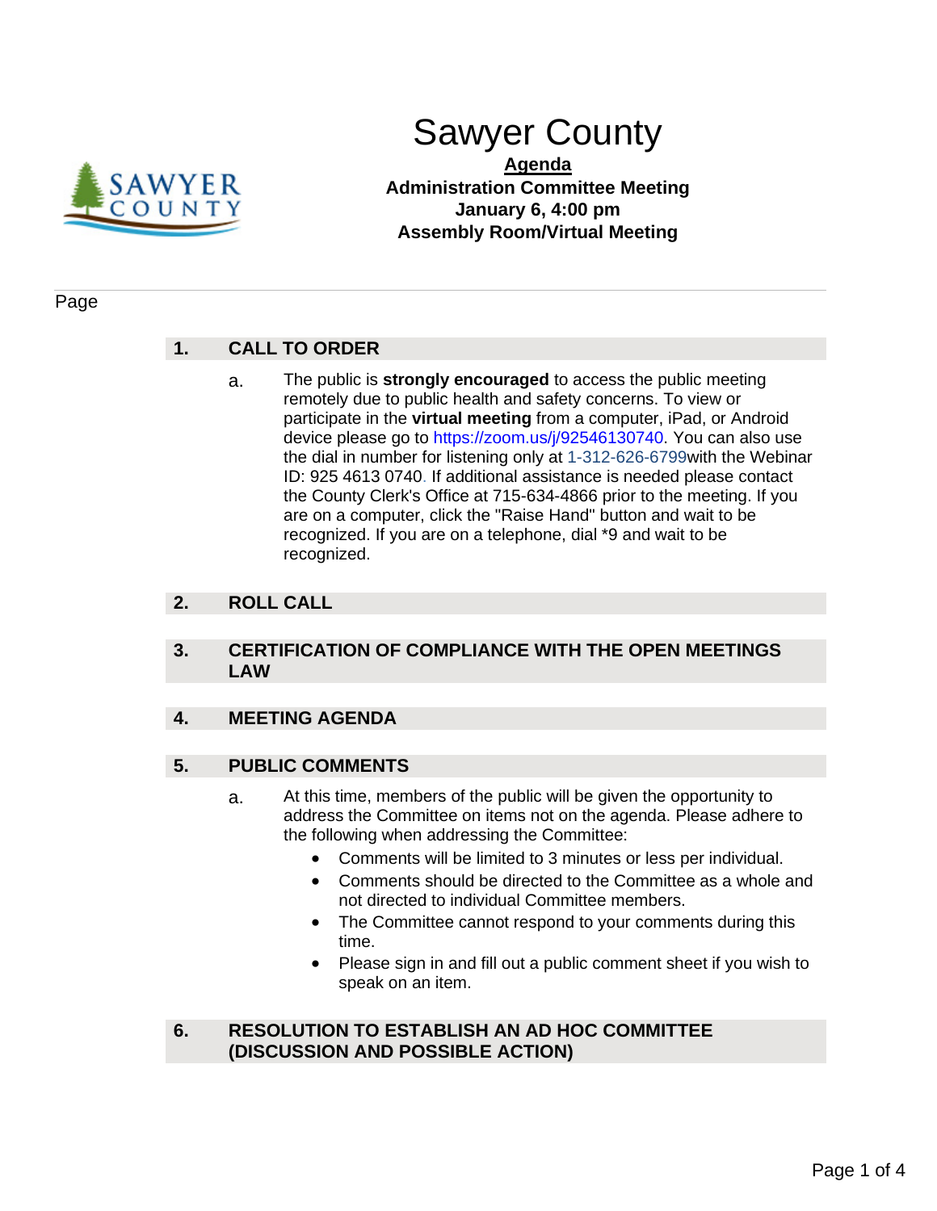# Sawyer County

**Agenda**

**Administration Committee Meeting**
**January 6, 4:00 pm**
**Assembly Room/Virtual Meeting**

Page

## 1. CALL TO ORDER

a. The public is **strongly encouraged** to access the public meeting remotely due to public health and safety concerns. To view or participate in the **virtual meeting** from a computer, iPad, or Android device please go to https://zoom.us/j/92546130740. You can also use the dial in number for listening only at 1-312-626-6799with the Webinar ID: 925 4613 0740. If additional assistance is needed please contact the County Clerk's Office at 715-634-4866 prior to the meeting. If you are on a computer, click the "Raise Hand" button and wait to be recognized. If you are on a telephone, dial *9 and wait to be recognized.

## 2. ROLL CALL

## 3. CERTIFICATION OF COMPLIANCE WITH THE OPEN MEETINGS LAW

## 4. MEETING AGENDA

## 5. PUBLIC COMMENTS

a. At this time, members of the public will be given the opportunity to address the Committee on items not on the agenda. Please adhere to the following when addressing the Committee:

- Comments will be limited to 3 minutes or less per individual.
- Comments should be directed to the Committee as a whole and not directed to individual Committee members.
- The Committee cannot respond to your comments during this time.
- Please sign in and fill out a public comment sheet if you wish to speak on an item.

## 6. RESOLUTION TO ESTABLISH AN AD HOC COMMITTEE (DISCUSSION AND POSSIBLE ACTION)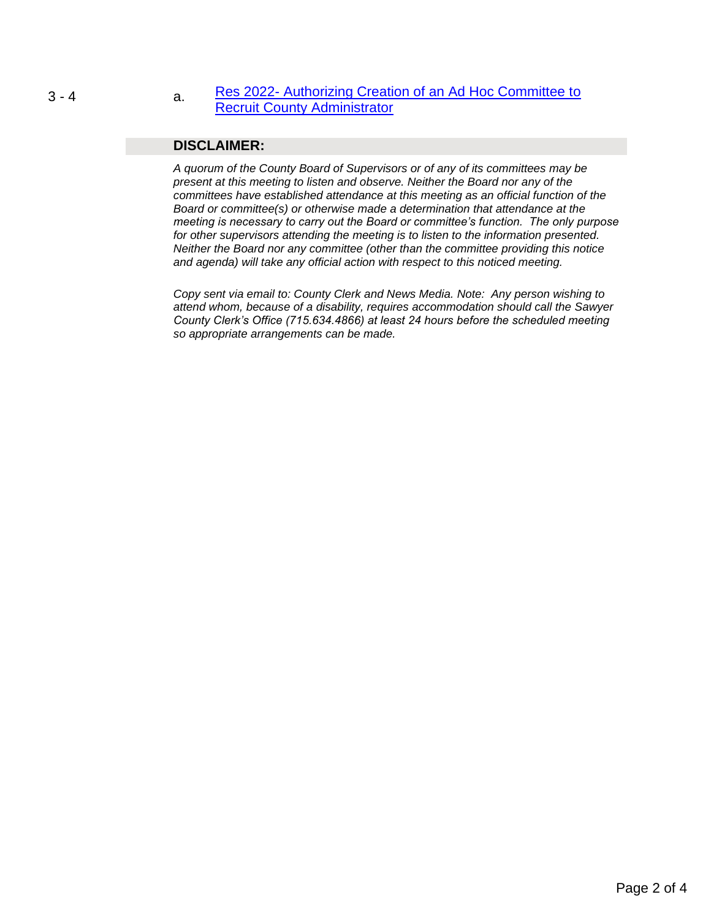3 - 4 a. Res 2022- Authorizing Creation of an Ad Hoc Committee to Recruit County Administrator

## DISCLAIMER:

*A quorum of the County Board of Supervisors or of any of its committees may be present at this meeting to listen and observe. Neither the Board nor any of the committees have established attendance at this meeting as an official function of the Board or committee(s) or otherwise made a determination that attendance at the meeting is necessary to carry out the Board or committee's function. The only purpose for other supervisors attending the meeting is to listen to the information presented. Neither the Board nor any committee (other than the committee providing this notice and agenda) will take any official action with respect to this noticed meeting.*

*Copy sent via email to: County Clerk and News Media. Note: Any person wishing to attend whom, because of a disability, requires accommodation should call the Sawyer County Clerk's Office (715.634.4866) at least 24 hours before the scheduled meeting so appropriate arrangements can be made.*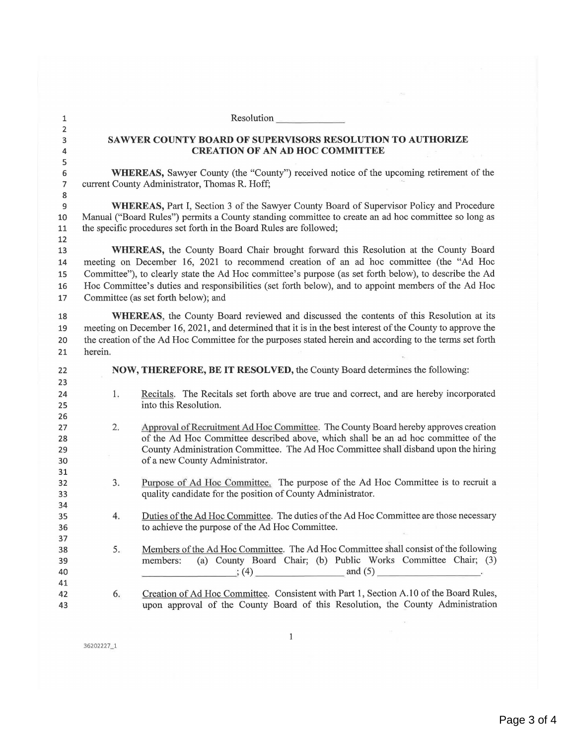Resolution ______________

# SAWYER COUNTY BOARD OF SUPERVISORS RESOLUTION TO AUTHORIZE CREATION OF AN AD HOC COMMITTEE

**WHEREAS,** Sawyer County (the "County") received notice of the upcoming retirement of the current County Administrator, Thomas R. Hoff;

**WHEREAS,** Part I, Section 3 of the Sawyer County Board of Supervisor Policy and Procedure Manual ("Board Rules") permits a County standing committee to create an ad hoc committee so long as the specific procedures set forth in the Board Rules are followed;

**WHEREAS,** the County Board Chair brought forward this Resolution at the County Board meeting on December 16, 2021 to recommend creation of an ad hoc committee (the "Ad Hoc Committee"), to clearly state the Ad Hoc committee's purpose (as set forth below), to describe the Ad Hoc Committee's duties and responsibilities (set forth below), and to appoint members of the Ad Hoc Committee (as set forth below); and

**WHEREAS**, the County Board reviewed and discussed the contents of this Resolution at its meeting on December 16, 2021, and determined that it is in the best interest of the County to approve the the creation of the Ad Hoc Committee for the purposes stated herein and according to the terms set forth herein.

**NOW, THEREFORE, BE IT RESOLVED,** the County Board determines the following:

1. Recitals. The Recitals set forth above are true and correct, and are hereby incorporated into this Resolution.

2. Approval of Recruitment Ad Hoc Committee. The County Board hereby approves creation of the Ad Hoc Committee described above, which shall be an ad hoc committee of the County Administration Committee. The Ad Hoc Committee shall disband upon the hiring of a new County Administrator.

3. Purpose of Ad Hoc Committee. The purpose of the Ad Hoc Committee is to recruit a quality candidate for the position of County Administrator.

4. Duties of the Ad Hoc Committee. The duties of the Ad Hoc Committee are those necessary to achieve the purpose of the Ad Hoc Committee.

5. Members of the Ad Hoc Committee. The Ad Hoc Committee shall consist of the following members: (a) County Board Chair; (b) Public Works Committee Chair; (3) ______________; (4) ______________ and (5) ______________.

6. Creation of Ad Hoc Committee. Consistent with Part 1, Section A.10 of the Board Rules, upon approval of the County Board of this Resolution, the County Administration

36202227_1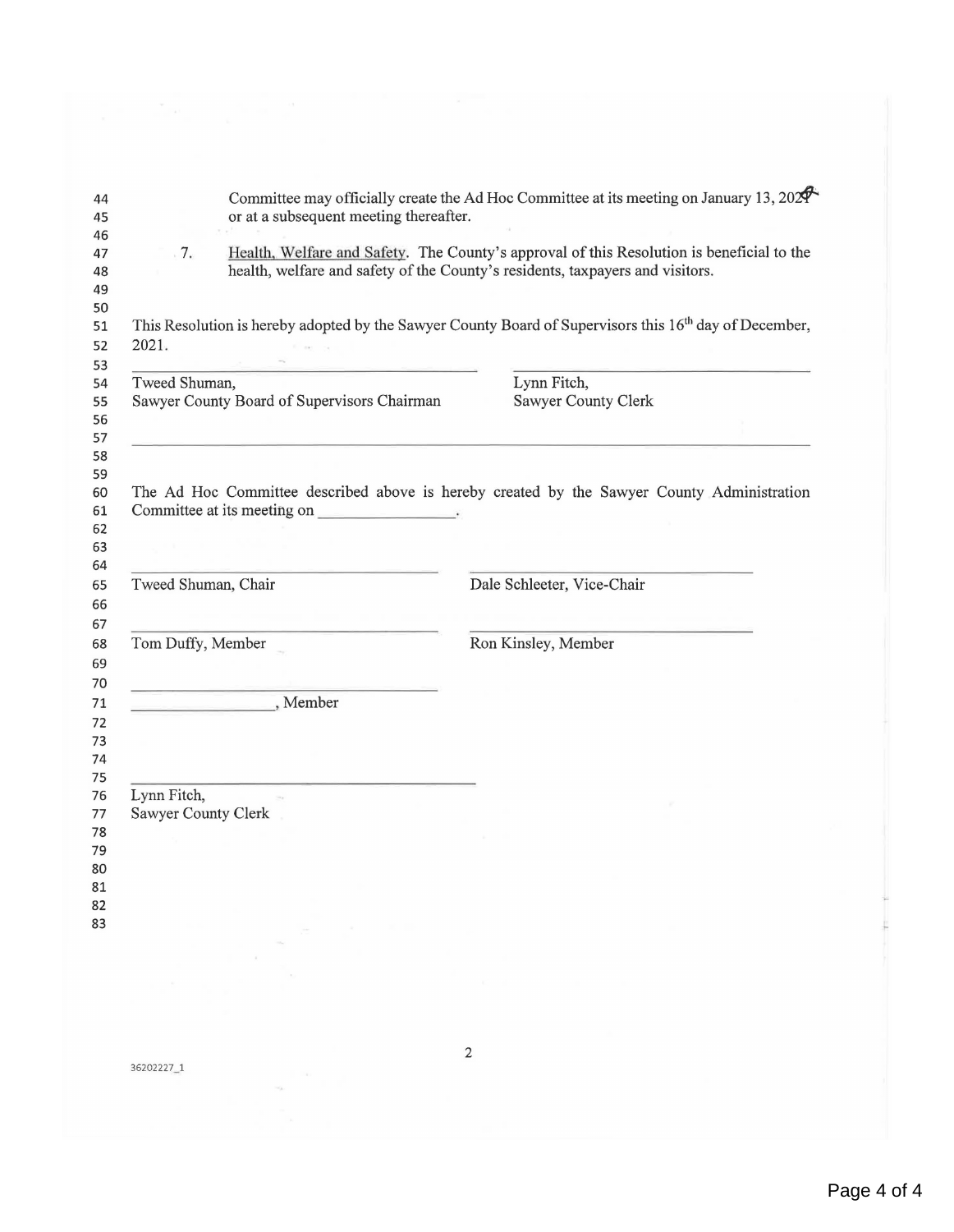Committee may officially create the Ad Hoc Committee at its meeting on January 13, 2022 or at a subsequent meeting thereafter.

7. Health, Welfare and Safety. The County's approval of this Resolution is beneficial to the health, welfare and safety of the County's residents, taxpayers and visitors.

This Resolution is hereby adopted by the Sawyer County Board of Supervisors this 16th day of December, 2021.

\_\_\_\_\_\_\_\_\_\_\_\_\_\_\_\_\_\_\_\_\_\_\_\_\_\_\_\_\_\_\_\_\_\_\_\_
Tweed Shuman,
Sawyer County Board of Supervisors Chairman

\_\_\_\_\_\_\_\_\_\_\_\_\_\_\_\_\_\_\_\_\_\_\_\_\_\_\_\_\_\_\_\_\_\_\_\_
Lynn Fitch,
Sawyer County Clerk

---

The Ad Hoc Committee described above is hereby created by the Sawyer County Administration Committee at its meeting on \_\_\_\_\_\_\_\_\_\_\_\_\_\_\_\_.

\_\_\_\_\_\_\_\_\_\_\_\_\_\_\_\_\_\_\_\_\_\_\_\_\_\_\_\_\_\_\_\_\_\_\_\_
Tweed Shuman, Chair

\_\_\_\_\_\_\_\_\_\_\_\_\_\_\_\_\_\_\_\_\_\_\_\_\_\_\_\_\_\_\_\_\_\_\_\_
Dale Schleeter, Vice-Chair

\_\_\_\_\_\_\_\_\_\_\_\_\_\_\_\_\_\_\_\_\_\_\_\_\_\_\_\_\_\_\_\_\_\_\_\_
Tom Duffy, Member

\_\_\_\_\_\_\_\_\_\_\_\_\_\_\_\_\_\_\_\_\_\_\_\_\_\_\_\_\_\_\_\_\_\_\_\_
Ron Kinsley, Member

\_\_\_\_\_\_\_\_\_\_\_\_\_\_\_\_\_\_\_\_\_\_\_\_\_\_\_\_\_\_\_\_\_\_\_\_
\_\_\_\_\_\_\_\_\_\_\_\_\_\_\_\_, Member

\_\_\_\_\_\_\_\_\_\_\_\_\_\_\_\_\_\_\_\_\_\_\_\_\_\_\_\_\_\_\_\_\_\_\_\_
Lynn Fitch,
Sawyer County Clerk

36202227_1